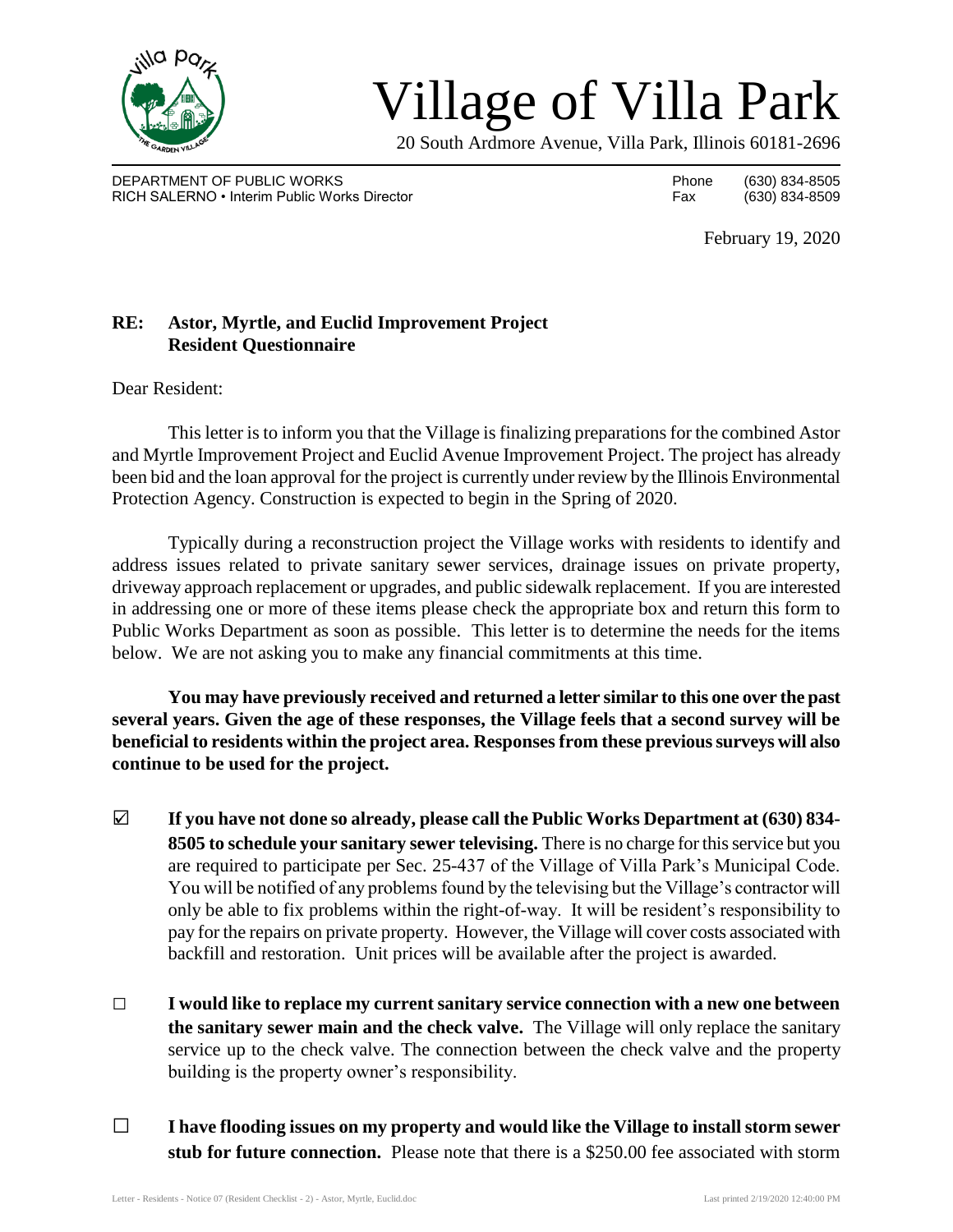# Village of Villa Park

20 South Ardmore Avenue, Villa Park, Illinois 60181-2696

DEPARTMENT OF PUBLIC WORKS
RICH SALERNO • Interim Public Works Director

Phone (630) 834-8505
Fax (630) 834-8509

February 19, 2020

**RE: Astor, Myrtle, and Euclid Improvement Project**
**Resident Questionnaire**

Dear Resident:

This letter is to inform you that the Village is finalizing preparations for the combined Astor and Myrtle Improvement Project and Euclid Avenue Improvement Project. The project has already been bid and the loan approval for the project is currently under review by the Illinois Environmental Protection Agency. Construction is expected to begin in the Spring of 2020.

Typically during a reconstruction project the Village works with residents to identify and address issues related to private sanitary sewer services, drainage issues on private property, driveway approach replacement or upgrades, and public sidewalk replacement. If you are interested in addressing one or more of these items please check the appropriate box and return this form to Public Works Department as soon as possible. This letter is to determine the needs for the items below. We are not asking you to make any financial commitments at this time.

**You may have previously received and returned a letter similar to this one over the past several years. Given the age of these responses, the Village feels that a second survey will be beneficial to residents within the project area. Responses from these previous surveys will also continue to be used for the project.**

☑ **If you have not done so already, please call the Public Works Department at (630) 834-8505 to schedule your sanitary sewer televising.** There is no charge for this service but you are required to participate per Sec. 25-437 of the Village of Villa Park's Municipal Code. You will be notified of any problems found by the televising but the Village's contractor will only be able to fix problems within the right-of-way. It will be resident's responsibility to pay for the repairs on private property. However, the Village will cover costs associated with backfill and restoration. Unit prices will be available after the project is awarded.

☐ **I would like to replace my current sanitary service connection with a new one between the sanitary sewer main and the check valve.** The Village will only replace the sanitary service up to the check valve. The connection between the check valve and the property building is the property owner's responsibility.

☐ **I have flooding issues on my property and would like the Village to install storm sewer stub for future connection.** Please note that there is a $250.00 fee associated with storm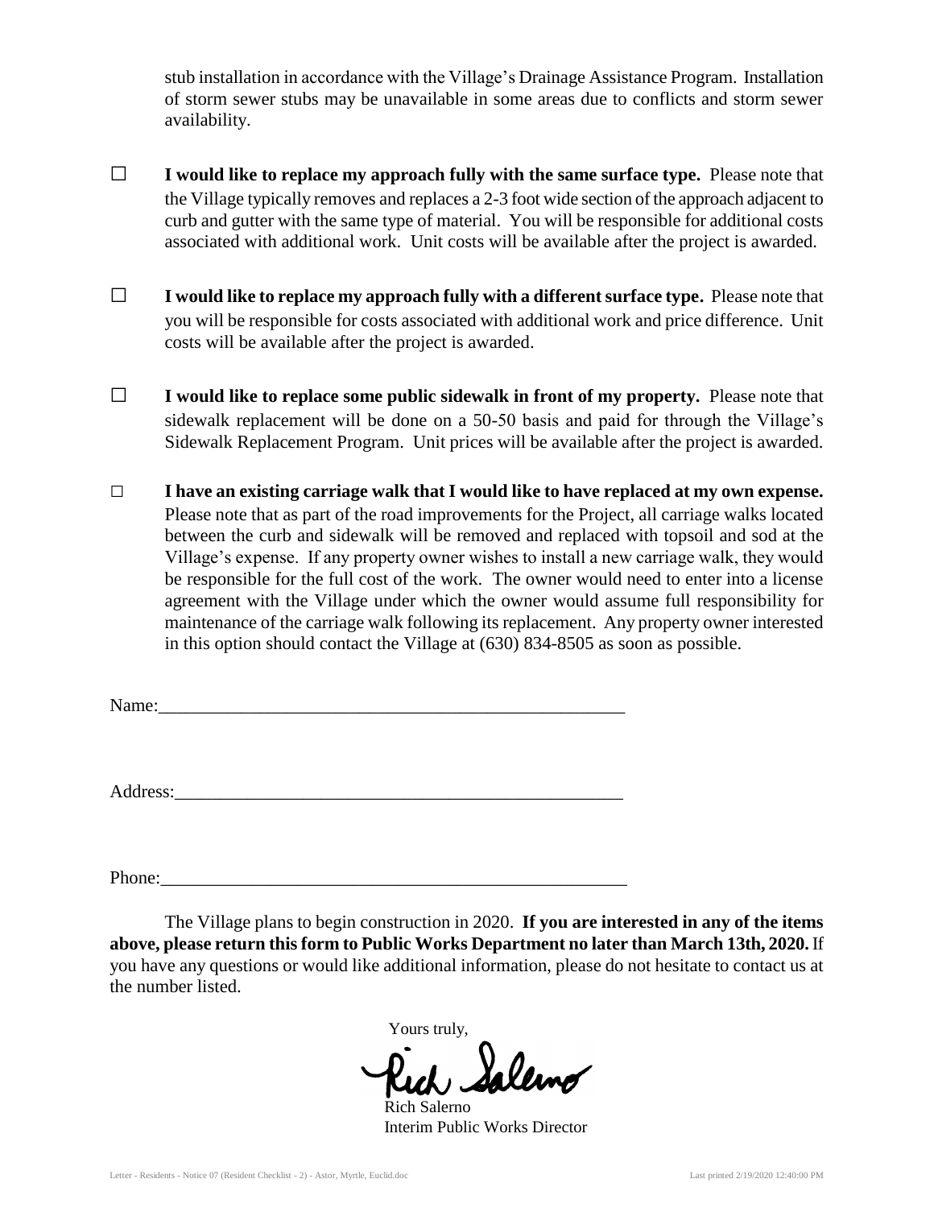stub installation in accordance with the Village's Drainage Assistance Program. Installation of storm sewer stubs may be unavailable in some areas due to conflicts and storm sewer availability.

☐ **I would like to replace my approach fully with the same surface type.** Please note that the Village typically removes and replaces a 2-3 foot wide section of the approach adjacent to curb and gutter with the same type of material. You will be responsible for additional costs associated with additional work. Unit costs will be available after the project is awarded.

☐ **I would like to replace my approach fully with a different surface type.** Please note that you will be responsible for costs associated with additional work and price difference. Unit costs will be available after the project is awarded.

☐ **I would like to replace some public sidewalk in front of my property.** Please note that sidewalk replacement will be done on a 50-50 basis and paid for through the Village's Sidewalk Replacement Program. Unit prices will be available after the project is awarded.

☐ **I have an existing carriage walk that I would like to have replaced at my own expense.** Please note that as part of the road improvements for the Project, all carriage walks located between the curb and sidewalk will be removed and replaced with topsoil and sod at the Village's expense. If any property owner wishes to install a new carriage walk, they would be responsible for the full cost of the work. The owner would need to enter into a license agreement with the Village under which the owner would assume full responsibility for maintenance of the carriage walk following its replacement. Any property owner interested in this option should contact the Village at (630) 834-8505 as soon as possible.

Name:_____________________________________________________

Address:___________________________________________________

Phone:_____________________________________________________

The Village plans to begin construction in 2020. **If you are interested in any of the items above, please return this form to Public Works Department no later than March 13th, 2020.** If you have any questions or would like additional information, please do not hesitate to contact us at the number listed.

Yours truly,

Rich Salerno

Rich Salerno
Interim Public Works Director